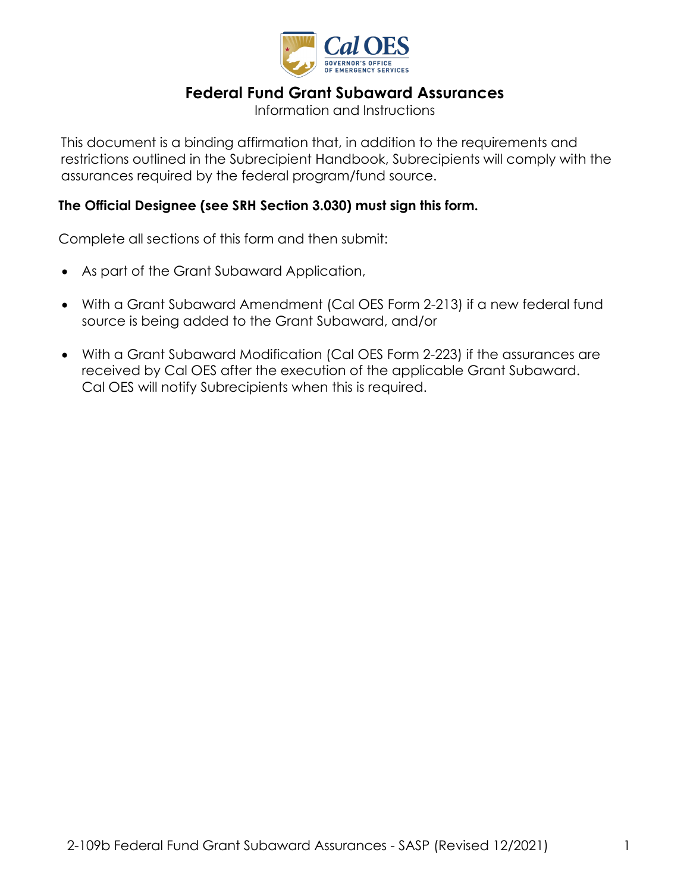# Federal Fund Grant Subaward Assurances

Information and Instructions

This document is a binding affirmation that, in addition to the requirements and restrictions outlined in the Subrecipient Handbook, Subrecipients will comply with the assurances required by the federal program/fund source.

**The Official Designee (see SRH Section 3.030) must sign this form.**

Complete all sections of this form and then submit:

- As part of the Grant Subaward Application,
- With a Grant Subaward Amendment (Cal OES Form 2-213) if a new federal fund source is being added to the Grant Subaward, and/or
- With a Grant Subaward Modification (Cal OES Form 2-223) if the assurances are received by Cal OES after the execution of the applicable Grant Subaward. Cal OES will notify Subrecipients when this is required.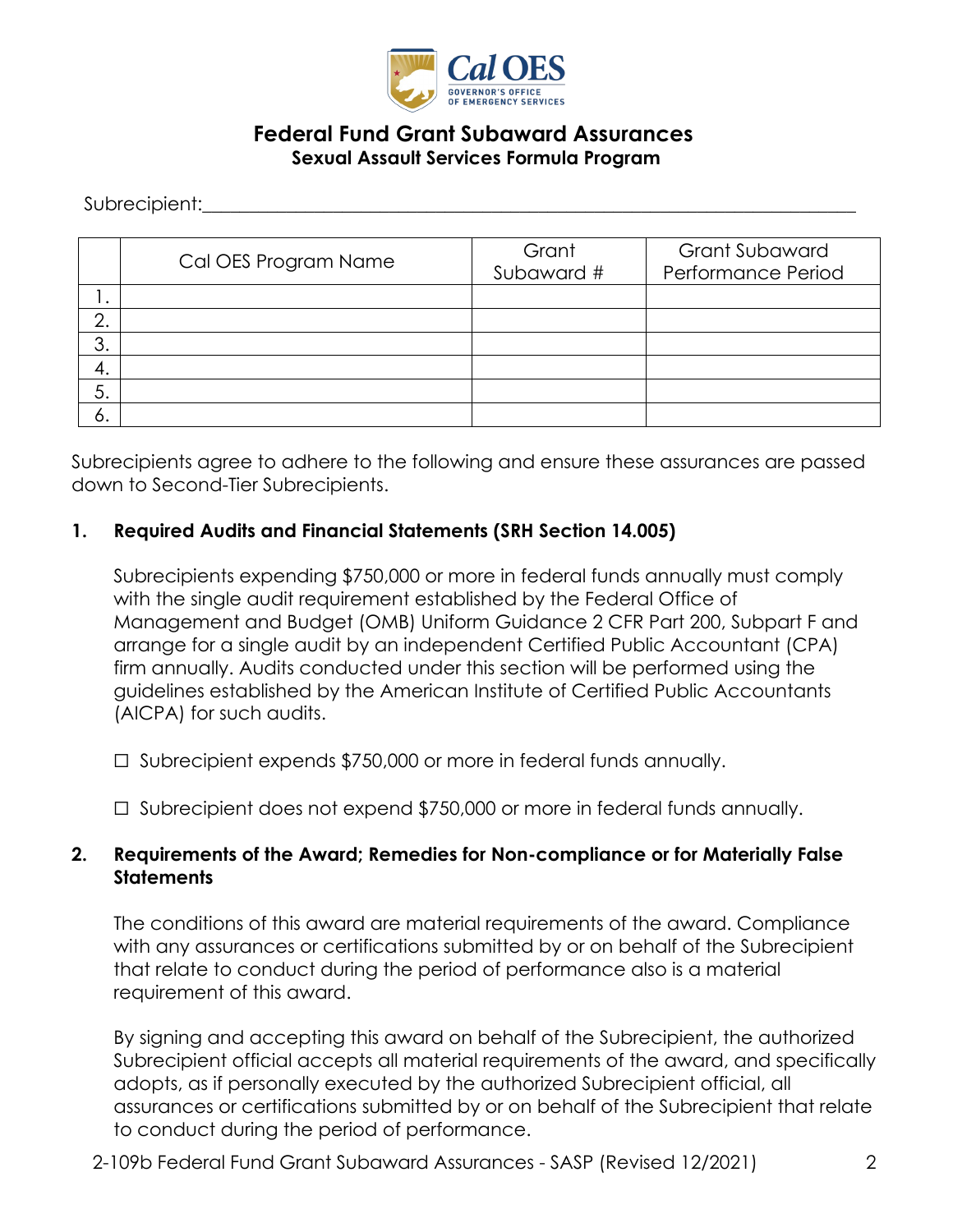# Federal Fund Grant Subaward Assurances

## Sexual Assault Services Formula Program

Subrecipient:\_\_\_\_\_\_\_\_\_\_\_\_\_\_\_\_\_\_\_\_\_\_\_\_\_\_\_\_\_\_\_\_\_\_\_\_\_\_\_\_\_\_\_\_\_\_\_\_\_\_\_\_\_\_\_\_\_\_\_\_\_\_\_\_\_\_\_\_

| | Cal OES Program Name | Grant Subaward # | Grant Subaward Performance Period |
|---|---|---|---|
| 1. | | | |
| 2. | | | |
| 3. | | | |
| 4. | | | |
| 5. | | | |
| 6. | | | |

Subrecipients agree to adhere to the following and ensure these assurances are passed down to Second-Tier Subrecipients.

**1. Required Audits and Financial Statements (SRH Section 14.005)**

Subrecipients expending $750,000 or more in federal funds annually must comply with the single audit requirement established by the Federal Office of Management and Budget (OMB) Uniform Guidance 2 CFR Part 200, Subpart F and arrange for a single audit by an independent Certified Public Accountant (CPA) firm annually. Audits conducted under this section will be performed using the guidelines established by the American Institute of Certified Public Accountants (AICPA) for such audits.

☐ Subrecipient expends $750,000 or more in federal funds annually.

☐ Subrecipient does not expend $750,000 or more in federal funds annually.

**2. Requirements of the Award; Remedies for Non-compliance or for Materially False Statements**

The conditions of this award are material requirements of the award. Compliance with any assurances or certifications submitted by or on behalf of the Subrecipient that relate to conduct during the period of performance also is a material requirement of this award.

By signing and accepting this award on behalf of the Subrecipient, the authorized Subrecipient official accepts all material requirements of the award, and specifically adopts, as if personally executed by the authorized Subrecipient official, all assurances or certifications submitted by or on behalf of the Subrecipient that relate to conduct during the period of performance.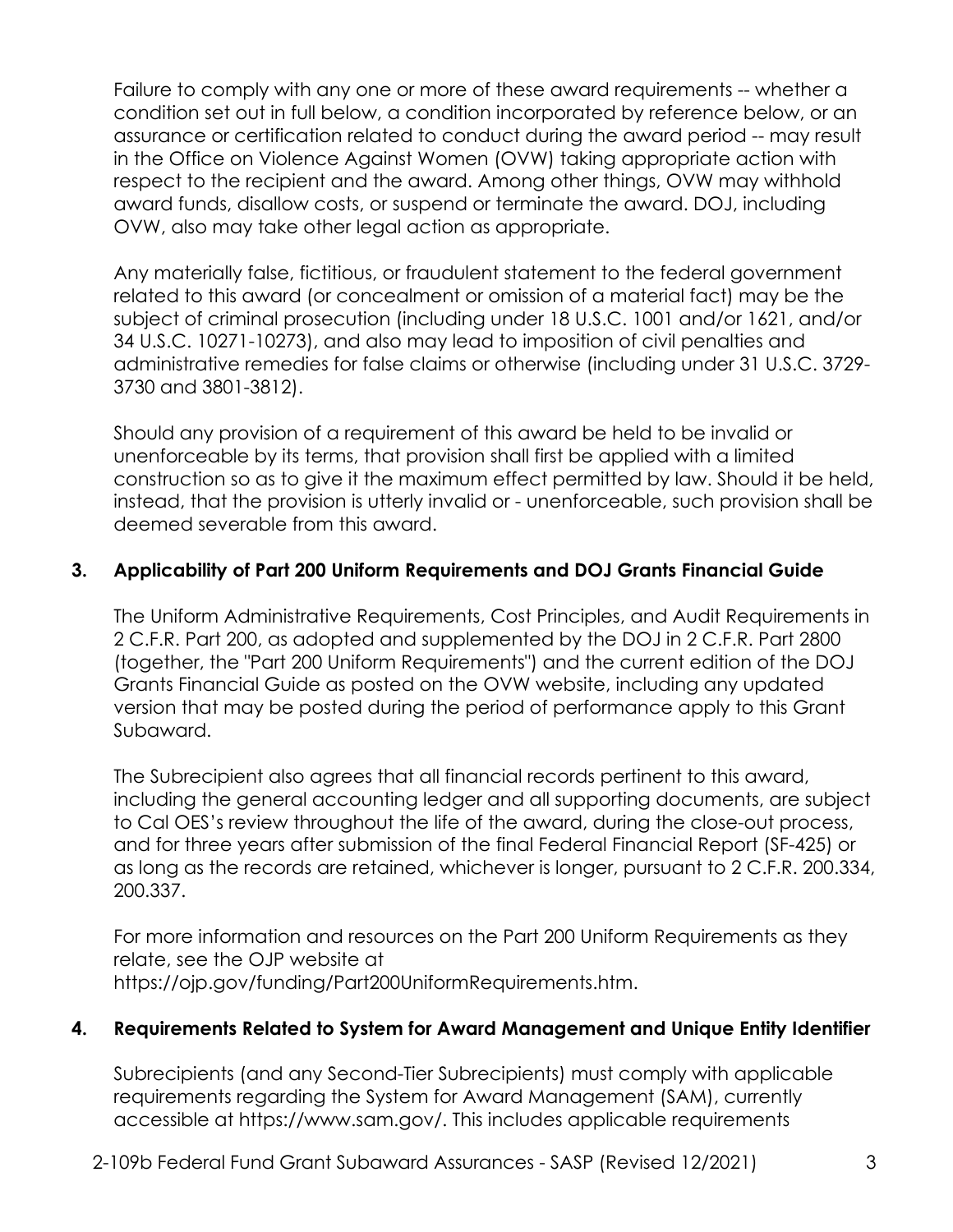Failure to comply with any one or more of these award requirements -- whether a condition set out in full below, a condition incorporated by reference below, or an assurance or certification related to conduct during the award period -- may result in the Office on Violence Against Women (OVW) taking appropriate action with respect to the recipient and the award. Among other things, OVW may withhold award funds, disallow costs, or suspend or terminate the award. DOJ, including OVW, also may take other legal action as appropriate.

Any materially false, fictitious, or fraudulent statement to the federal government related to this award (or concealment or omission of a material fact) may be the subject of criminal prosecution (including under 18 U.S.C. 1001 and/or 1621, and/or 34 U.S.C. 10271-10273), and also may lead to imposition of civil penalties and administrative remedies for false claims or otherwise (including under 31 U.S.C. 3729-3730 and 3801-3812).

Should any provision of a requirement of this award be held to be invalid or unenforceable by its terms, that provision shall first be applied with a limited construction so as to give it the maximum effect permitted by law. Should it be held, instead, that the provision is utterly invalid or - unenforceable, such provision shall be deemed severable from this award.

**3. Applicability of Part 200 Uniform Requirements and DOJ Grants Financial Guide**

The Uniform Administrative Requirements, Cost Principles, and Audit Requirements in 2 C.F.R. Part 200, as adopted and supplemented by the DOJ in 2 C.F.R. Part 2800 (together, the "Part 200 Uniform Requirements") and the current edition of the DOJ Grants Financial Guide as posted on the OVW website, including any updated version that may be posted during the period of performance apply to this Grant Subaward.

The Subrecipient also agrees that all financial records pertinent to this award, including the general accounting ledger and all supporting documents, are subject to Cal OES's review throughout the life of the award, during the close-out process, and for three years after submission of the final Federal Financial Report (SF-425) or as long as the records are retained, whichever is longer, pursuant to 2 C.F.R. 200.334, 200.337.

For more information and resources on the Part 200 Uniform Requirements as they relate, see the OJP website at https://ojp.gov/funding/Part200UniformRequirements.htm.

**4. Requirements Related to System for Award Management and Unique Entity Identifier**

Subrecipients (and any Second-Tier Subrecipients) must comply with applicable requirements regarding the System for Award Management (SAM), currently accessible at https://www.sam.gov/. This includes applicable requirements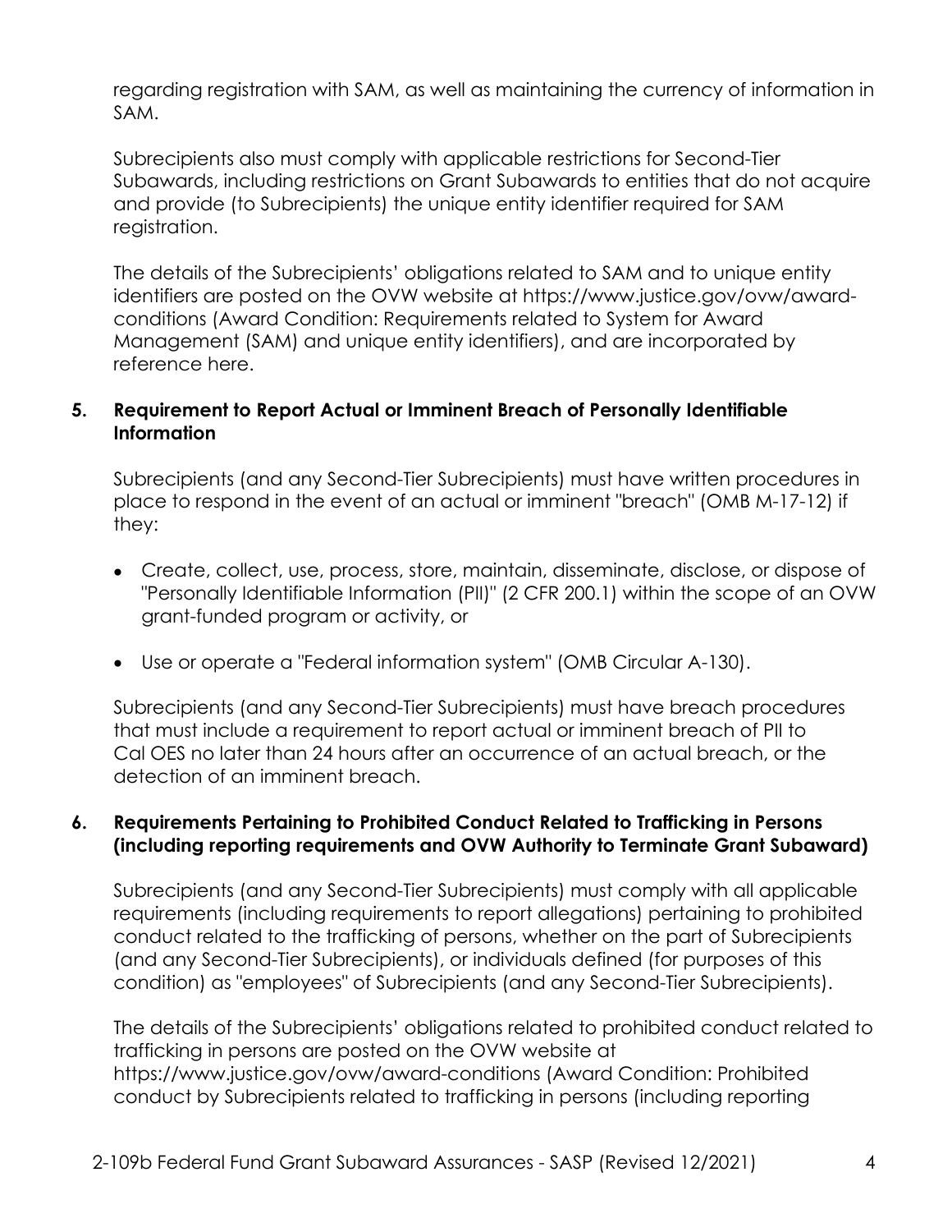regarding registration with SAM, as well as maintaining the currency of information in SAM.

Subrecipients also must comply with applicable restrictions for Second-Tier Subawards, including restrictions on Grant Subawards to entities that do not acquire and provide (to Subrecipients) the unique entity identifier required for SAM registration.

The details of the Subrecipients' obligations related to SAM and to unique entity identifiers are posted on the OVW website at https://www.justice.gov/ovw/award-conditions (Award Condition: Requirements related to System for Award Management (SAM) and unique entity identifiers), and are incorporated by reference here.

**5. Requirement to Report Actual or Imminent Breach of Personally Identifiable Information**

Subrecipients (and any Second-Tier Subrecipients) must have written procedures in place to respond in the event of an actual or imminent "breach" (OMB M-17-12) if they:

- Create, collect, use, process, store, maintain, disseminate, disclose, or dispose of "Personally Identifiable Information (PII)" (2 CFR 200.1) within the scope of an OVW grant-funded program or activity, or
- Use or operate a "Federal information system" (OMB Circular A-130).

Subrecipients (and any Second-Tier Subrecipients) must have breach procedures that must include a requirement to report actual or imminent breach of PII to Cal OES no later than 24 hours after an occurrence of an actual breach, or the detection of an imminent breach.

**6. Requirements Pertaining to Prohibited Conduct Related to Trafficking in Persons (including reporting requirements and OVW Authority to Terminate Grant Subaward)**

Subrecipients (and any Second-Tier Subrecipients) must comply with all applicable requirements (including requirements to report allegations) pertaining to prohibited conduct related to the trafficking of persons, whether on the part of Subrecipients (and any Second-Tier Subrecipients), or individuals defined (for purposes of this condition) as "employees" of Subrecipients (and any Second-Tier Subrecipients).

The details of the Subrecipients' obligations related to prohibited conduct related to trafficking in persons are posted on the OVW website at https://www.justice.gov/ovw/award-conditions (Award Condition: Prohibited conduct by Subrecipients related to trafficking in persons (including reporting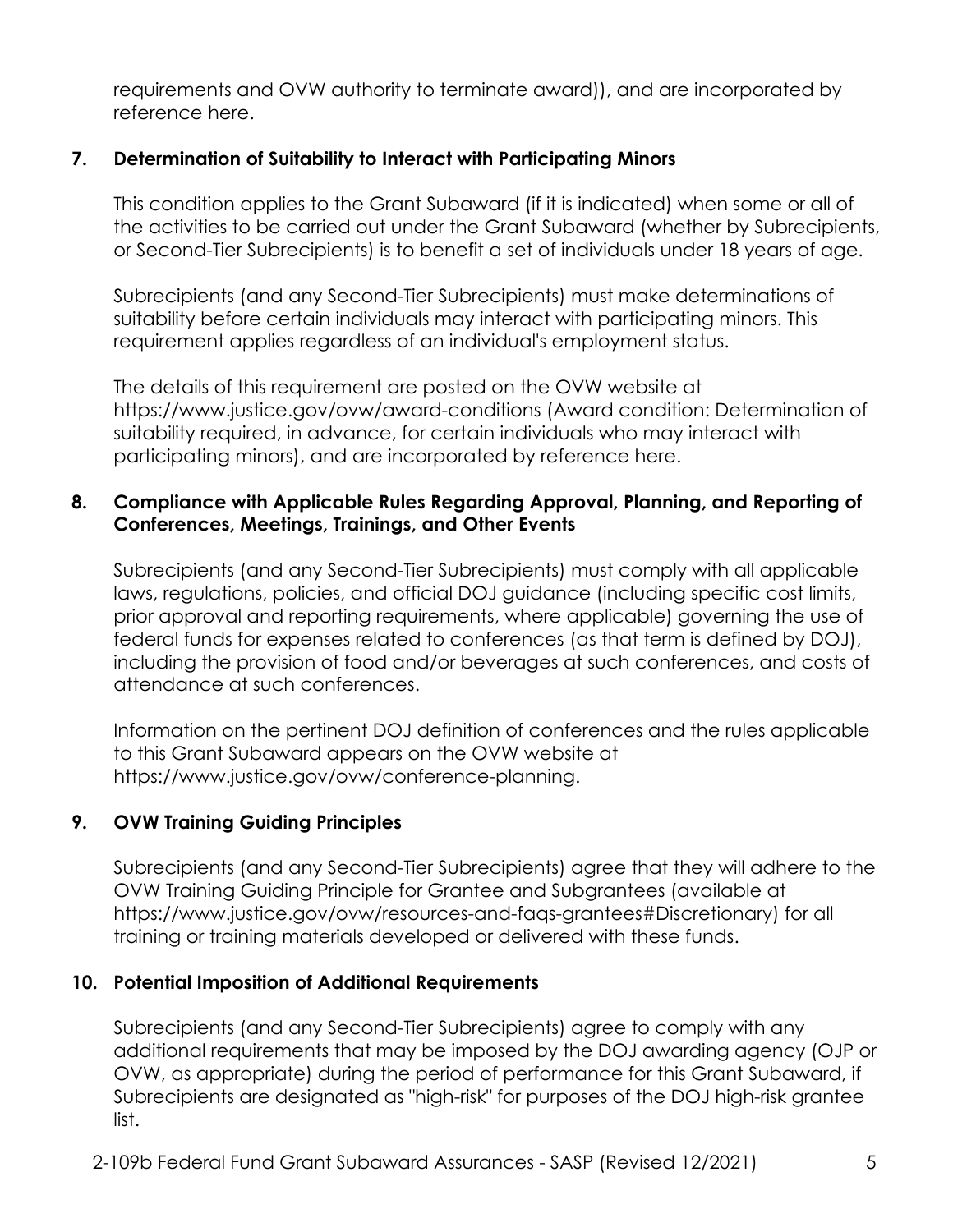requirements and OVW authority to terminate award)), and are incorporated by reference here.

## 7. Determination of Suitability to Interact with Participating Minors

This condition applies to the Grant Subaward (if it is indicated) when some or all of the activities to be carried out under the Grant Subaward (whether by Subrecipients, or Second-Tier Subrecipients) is to benefit a set of individuals under 18 years of age.

Subrecipients (and any Second-Tier Subrecipients) must make determinations of suitability before certain individuals may interact with participating minors. This requirement applies regardless of an individual's employment status.

The details of this requirement are posted on the OVW website at https://www.justice.gov/ovw/award-conditions (Award condition: Determination of suitability required, in advance, for certain individuals who may interact with participating minors), and are incorporated by reference here.

## 8. Compliance with Applicable Rules Regarding Approval, Planning, and Reporting of Conferences, Meetings, Trainings, and Other Events

Subrecipients (and any Second-Tier Subrecipients) must comply with all applicable laws, regulations, policies, and official DOJ guidance (including specific cost limits, prior approval and reporting requirements, where applicable) governing the use of federal funds for expenses related to conferences (as that term is defined by DOJ), including the provision of food and/or beverages at such conferences, and costs of attendance at such conferences.

Information on the pertinent DOJ definition of conferences and the rules applicable to this Grant Subaward appears on the OVW website at https://www.justice.gov/ovw/conference-planning.

## 9. OVW Training Guiding Principles

Subrecipients (and any Second-Tier Subrecipients) agree that they will adhere to the OVW Training Guiding Principle for Grantee and Subgrantees (available at https://www.justice.gov/ovw/resources-and-faqs-grantees#Discretionary) for all training or training materials developed or delivered with these funds.

## 10. Potential Imposition of Additional Requirements

Subrecipients (and any Second-Tier Subrecipients) agree to comply with any additional requirements that may be imposed by the DOJ awarding agency (OJP or OVW, as appropriate) during the period of performance for this Grant Subaward, if Subrecipients are designated as "high-risk" for purposes of the DOJ high-risk grantee list.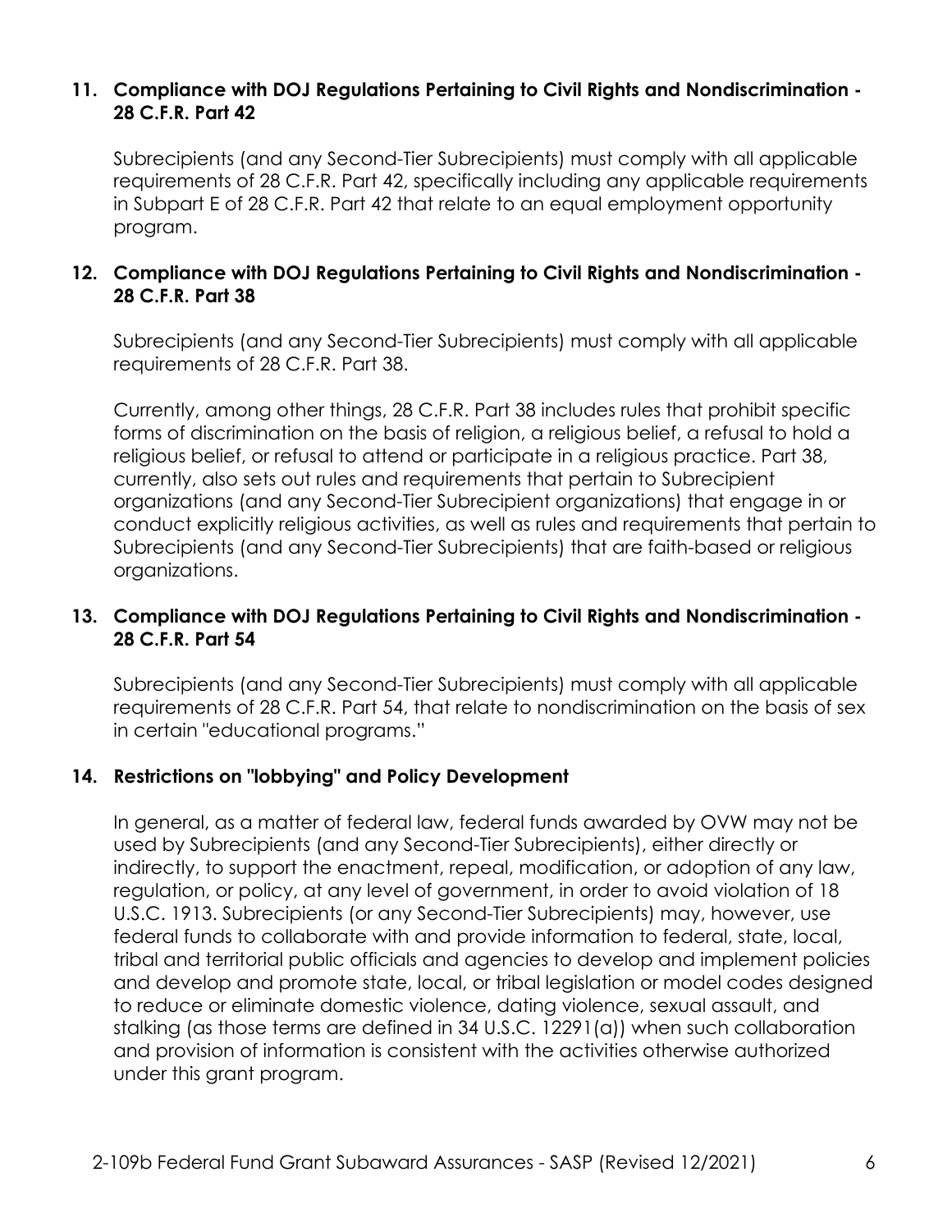### 11. Compliance with DOJ Regulations Pertaining to Civil Rights and Nondiscrimination - 28 C.F.R. Part 42

Subrecipients (and any Second-Tier Subrecipients) must comply with all applicable requirements of 28 C.F.R. Part 42, specifically including any applicable requirements in Subpart E of 28 C.F.R. Part 42 that relate to an equal employment opportunity program.

### 12. Compliance with DOJ Regulations Pertaining to Civil Rights and Nondiscrimination - 28 C.F.R. Part 38

Subrecipients (and any Second-Tier Subrecipients) must comply with all applicable requirements of 28 C.F.R. Part 38.

Currently, among other things, 28 C.F.R. Part 38 includes rules that prohibit specific forms of discrimination on the basis of religion, a religious belief, a refusal to hold a religious belief, or refusal to attend or participate in a religious practice. Part 38, currently, also sets out rules and requirements that pertain to Subrecipient organizations (and any Second-Tier Subrecipient organizations) that engage in or conduct explicitly religious activities, as well as rules and requirements that pertain to Subrecipients (and any Second-Tier Subrecipients) that are faith-based or religious organizations.

### 13. Compliance with DOJ Regulations Pertaining to Civil Rights and Nondiscrimination - 28 C.F.R. Part 54

Subrecipients (and any Second-Tier Subrecipients) must comply with all applicable requirements of 28 C.F.R. Part 54, that relate to nondiscrimination on the basis of sex in certain "educational programs."

### 14. Restrictions on "lobbying" and Policy Development

In general, as a matter of federal law, federal funds awarded by OVW may not be used by Subrecipients (and any Second-Tier Subrecipients), either directly or indirectly, to support the enactment, repeal, modification, or adoption of any law, regulation, or policy, at any level of government, in order to avoid violation of 18 U.S.C. 1913. Subrecipients (or any Second-Tier Subrecipients) may, however, use federal funds to collaborate with and provide information to federal, state, local, tribal and territorial public officials and agencies to develop and implement policies and develop and promote state, local, or tribal legislation or model codes designed to reduce or eliminate domestic violence, dating violence, sexual assault, and stalking (as those terms are defined in 34 U.S.C. 12291(a)) when such collaboration and provision of information is consistent with the activities otherwise authorized under this grant program.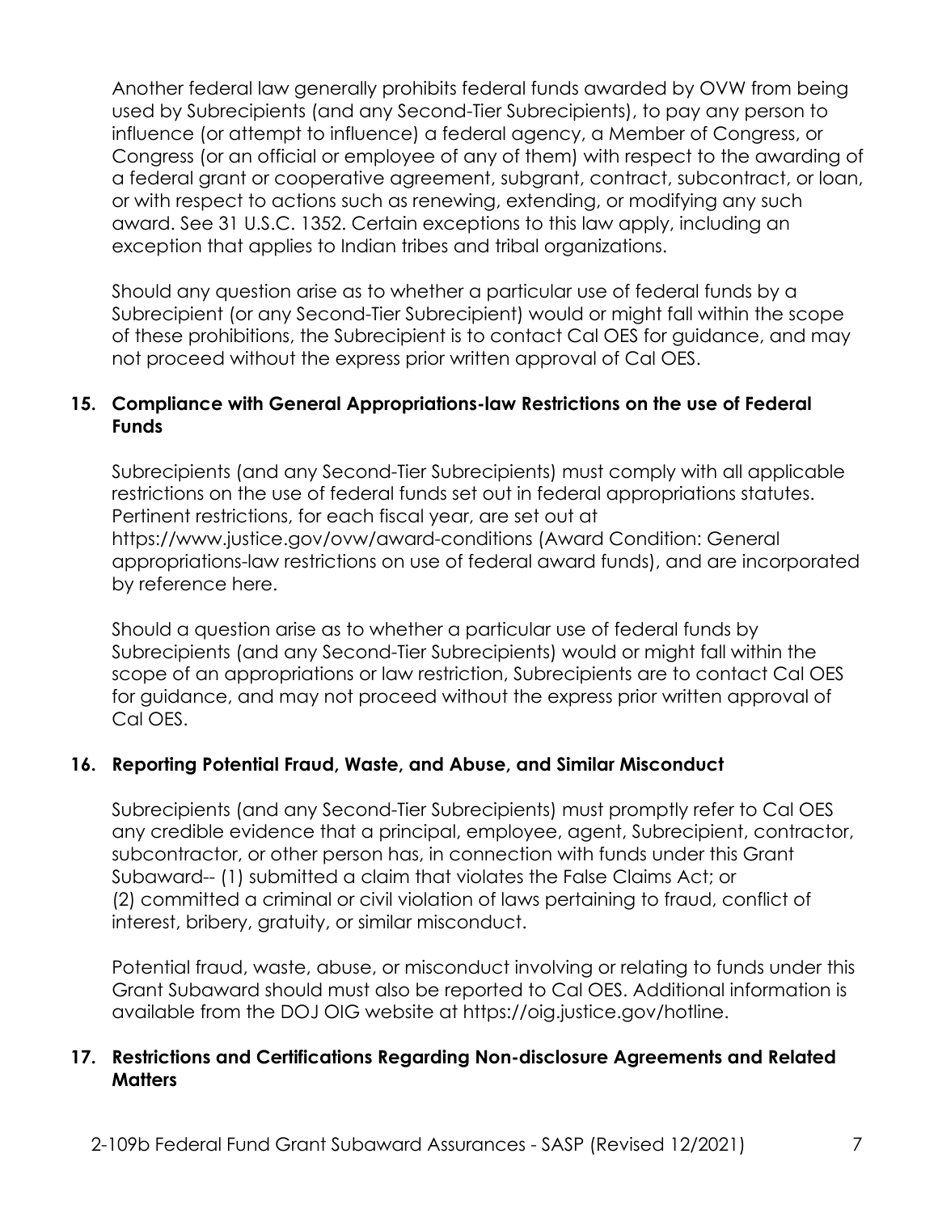Another federal law generally prohibits federal funds awarded by OVW from being used by Subrecipients (and any Second-Tier Subrecipients), to pay any person to influence (or attempt to influence) a federal agency, a Member of Congress, or Congress (or an official or employee of any of them) with respect to the awarding of a federal grant or cooperative agreement, subgrant, contract, subcontract, or loan, or with respect to actions such as renewing, extending, or modifying any such award. See 31 U.S.C. 1352. Certain exceptions to this law apply, including an exception that applies to Indian tribes and tribal organizations.

Should any question arise as to whether a particular use of federal funds by a Subrecipient (or any Second-Tier Subrecipient) would or might fall within the scope of these prohibitions, the Subrecipient is to contact Cal OES for guidance, and may not proceed without the express prior written approval of Cal OES.

**15. Compliance with General Appropriations-law Restrictions on the use of Federal Funds**

Subrecipients (and any Second-Tier Subrecipients) must comply with all applicable restrictions on the use of federal funds set out in federal appropriations statutes. Pertinent restrictions, for each fiscal year, are set out at https://www.justice.gov/ovw/award-conditions (Award Condition: General appropriations-law restrictions on use of federal award funds), and are incorporated by reference here.

Should a question arise as to whether a particular use of federal funds by Subrecipients (and any Second-Tier Subrecipients) would or might fall within the scope of an appropriations or law restriction, Subrecipients are to contact Cal OES for guidance, and may not proceed without the express prior written approval of Cal OES.

**16. Reporting Potential Fraud, Waste, and Abuse, and Similar Misconduct**

Subrecipients (and any Second-Tier Subrecipients) must promptly refer to Cal OES any credible evidence that a principal, employee, agent, Subrecipient, contractor, subcontractor, or other person has, in connection with funds under this Grant Subaward-- (1) submitted a claim that violates the False Claims Act; or (2) committed a criminal or civil violation of laws pertaining to fraud, conflict of interest, bribery, gratuity, or similar misconduct.

Potential fraud, waste, abuse, or misconduct involving or relating to funds under this Grant Subaward should must also be reported to Cal OES. Additional information is available from the DOJ OIG website at https://oig.justice.gov/hotline.

**17. Restrictions and Certifications Regarding Non-disclosure Agreements and Related Matters**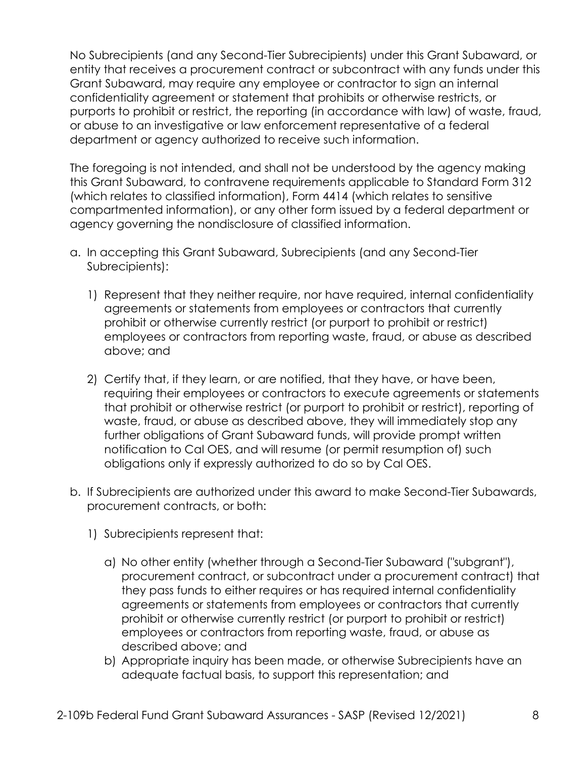No Subrecipients (and any Second-Tier Subrecipients) under this Grant Subaward, or entity that receives a procurement contract or subcontract with any funds under this Grant Subaward, may require any employee or contractor to sign an internal confidentiality agreement or statement that prohibits or otherwise restricts, or purports to prohibit or restrict, the reporting (in accordance with law) of waste, fraud, or abuse to an investigative or law enforcement representative of a federal department or agency authorized to receive such information.

The foregoing is not intended, and shall not be understood by the agency making this Grant Subaward, to contravene requirements applicable to Standard Form 312 (which relates to classified information), Form 4414 (which relates to sensitive compartmented information), or any other form issued by a federal department or agency governing the nondisclosure of classified information.

a. In accepting this Grant Subaward, Subrecipients (and any Second-Tier Subrecipients):

    1) Represent that they neither require, nor have required, internal confidentiality agreements or statements from employees or contractors that currently prohibit or otherwise currently restrict (or purport to prohibit or restrict) employees or contractors from reporting waste, fraud, or abuse as described above; and

    2) Certify that, if they learn, or are notified, that they have, or have been, requiring their employees or contractors to execute agreements or statements that prohibit or otherwise restrict (or purport to prohibit or restrict), reporting of waste, fraud, or abuse as described above, they will immediately stop any further obligations of Grant Subaward funds, will provide prompt written notification to Cal OES, and will resume (or permit resumption of) such obligations only if expressly authorized to do so by Cal OES.

b. If Subrecipients are authorized under this award to make Second-Tier Subawards, procurement contracts, or both:

    1) Subrecipients represent that:

        a) No other entity (whether through a Second-Tier Subaward ("subgrant"), procurement contract, or subcontract under a procurement contract) that they pass funds to either requires or has required internal confidentiality agreements or statements from employees or contractors that currently prohibit or otherwise currently restrict (or purport to prohibit or restrict) employees or contractors from reporting waste, fraud, or abuse as described above; and
        b) Appropriate inquiry has been made, or otherwise Subrecipients have an adequate factual basis, to support this representation; and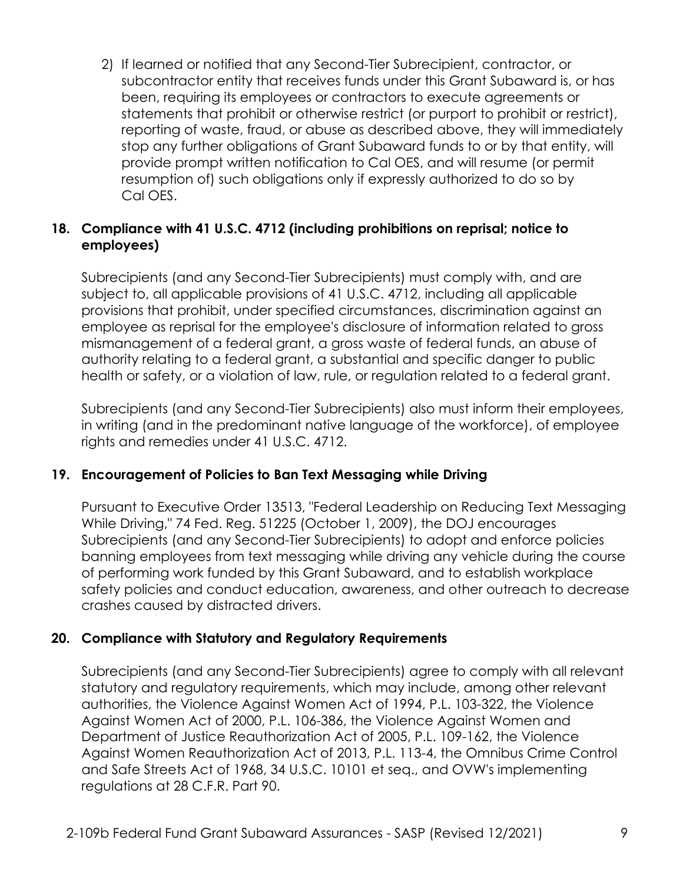2) If learned or notified that any Second-Tier Subrecipient, contractor, or subcontractor entity that receives funds under this Grant Subaward is, or has been, requiring its employees or contractors to execute agreements or statements that prohibit or otherwise restrict (or purport to prohibit or restrict), reporting of waste, fraud, or abuse as described above, they will immediately stop any further obligations of Grant Subaward funds to or by that entity, will provide prompt written notification to Cal OES, and will resume (or permit resumption of) such obligations only if expressly authorized to do so by Cal OES.

**18. Compliance with 41 U.S.C. 4712 (including prohibitions on reprisal; notice to employees)**

Subrecipients (and any Second-Tier Subrecipients) must comply with, and are subject to, all applicable provisions of 41 U.S.C. 4712, including all applicable provisions that prohibit, under specified circumstances, discrimination against an employee as reprisal for the employee's disclosure of information related to gross mismanagement of a federal grant, a gross waste of federal funds, an abuse of authority relating to a federal grant, a substantial and specific danger to public health or safety, or a violation of law, rule, or regulation related to a federal grant.

Subrecipients (and any Second-Tier Subrecipients) also must inform their employees, in writing (and in the predominant native language of the workforce), of employee rights and remedies under 41 U.S.C. 4712.

**19. Encouragement of Policies to Ban Text Messaging while Driving**

Pursuant to Executive Order 13513, "Federal Leadership on Reducing Text Messaging While Driving," 74 Fed. Reg. 51225 (October 1, 2009), the DOJ encourages Subrecipients (and any Second-Tier Subrecipients) to adopt and enforce policies banning employees from text messaging while driving any vehicle during the course of performing work funded by this Grant Subaward, and to establish workplace safety policies and conduct education, awareness, and other outreach to decrease crashes caused by distracted drivers.

**20. Compliance with Statutory and Regulatory Requirements**

Subrecipients (and any Second-Tier Subrecipients) agree to comply with all relevant statutory and regulatory requirements, which may include, among other relevant authorities, the Violence Against Women Act of 1994, P.L. 103-322, the Violence Against Women Act of 2000, P.L. 106-386, the Violence Against Women and Department of Justice Reauthorization Act of 2005, P.L. 109-162, the Violence Against Women Reauthorization Act of 2013, P.L. 113-4, the Omnibus Crime Control and Safe Streets Act of 1968, 34 U.S.C. 10101 et seq., and OVW's implementing regulations at 28 C.F.R. Part 90.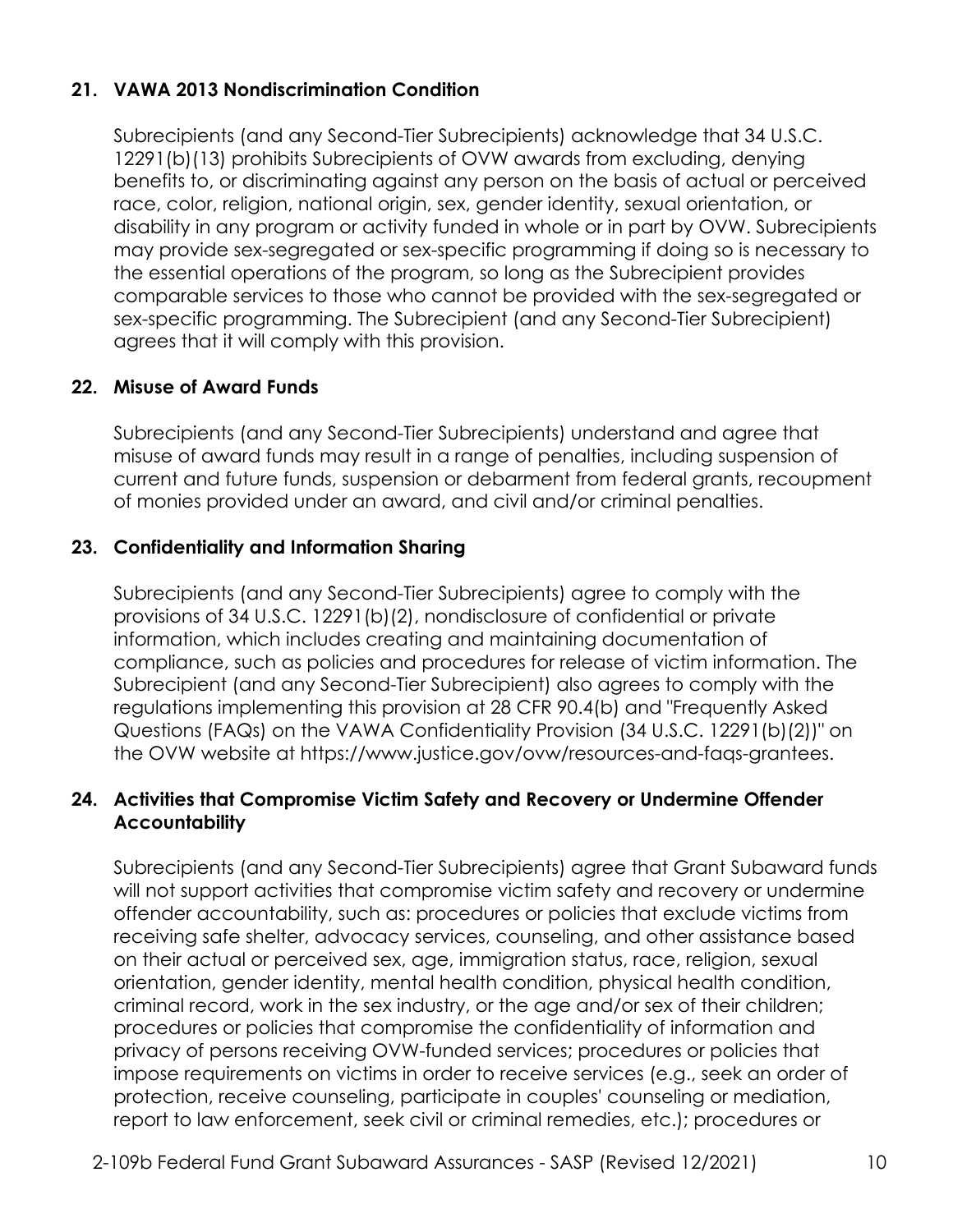**21. VAWA 2013 Nondiscrimination Condition**

Subrecipients (and any Second-Tier Subrecipients) acknowledge that 34 U.S.C. 12291(b)(13) prohibits Subrecipients of OVW awards from excluding, denying benefits to, or discriminating against any person on the basis of actual or perceived race, color, religion, national origin, sex, gender identity, sexual orientation, or disability in any program or activity funded in whole or in part by OVW. Subrecipients may provide sex-segregated or sex-specific programming if doing so is necessary to the essential operations of the program, so long as the Subrecipient provides comparable services to those who cannot be provided with the sex-segregated or sex-specific programming. The Subrecipient (and any Second-Tier Subrecipient) agrees that it will comply with this provision.

**22. Misuse of Award Funds**

Subrecipients (and any Second-Tier Subrecipients) understand and agree that misuse of award funds may result in a range of penalties, including suspension of current and future funds, suspension or debarment from federal grants, recoupment of monies provided under an award, and civil and/or criminal penalties.

**23. Confidentiality and Information Sharing**

Subrecipients (and any Second-Tier Subrecipients) agree to comply with the provisions of 34 U.S.C. 12291(b)(2), nondisclosure of confidential or private information, which includes creating and maintaining documentation of compliance, such as policies and procedures for release of victim information. The Subrecipient (and any Second-Tier Subrecipient) also agrees to comply with the regulations implementing this provision at 28 CFR 90.4(b) and "Frequently Asked Questions (FAQs) on the VAWA Confidentiality Provision (34 U.S.C. 12291(b)(2))" on the OVW website at https://www.justice.gov/ovw/resources-and-faqs-grantees.

**24. Activities that Compromise Victim Safety and Recovery or Undermine Offender Accountability**

Subrecipients (and any Second-Tier Subrecipients) agree that Grant Subaward funds will not support activities that compromise victim safety and recovery or undermine offender accountability, such as: procedures or policies that exclude victims from receiving safe shelter, advocacy services, counseling, and other assistance based on their actual or perceived sex, age, immigration status, race, religion, sexual orientation, gender identity, mental health condition, physical health condition, criminal record, work in the sex industry, or the age and/or sex of their children; procedures or policies that compromise the confidentiality of information and privacy of persons receiving OVW-funded services; procedures or policies that impose requirements on victims in order to receive services (e.g., seek an order of protection, receive counseling, participate in couples' counseling or mediation, report to law enforcement, seek civil or criminal remedies, etc.); procedures or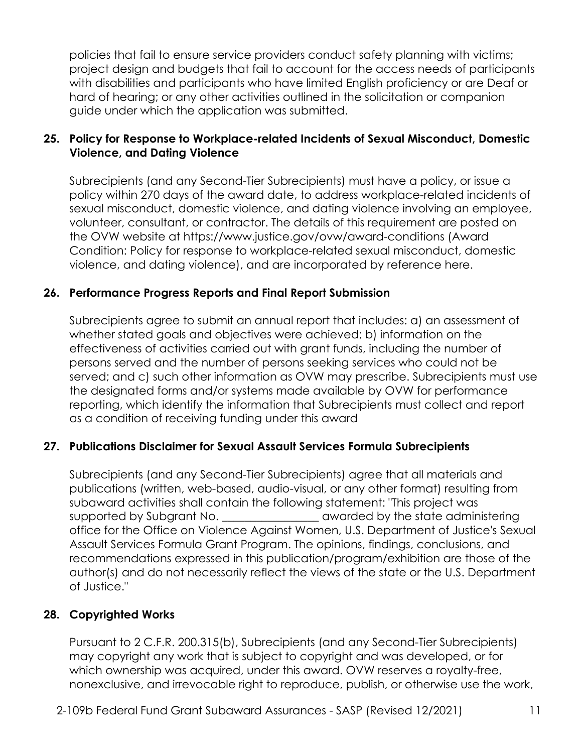policies that fail to ensure service providers conduct safety planning with victims; project design and budgets that fail to account for the access needs of participants with disabilities and participants who have limited English proficiency or are Deaf or hard of hearing; or any other activities outlined in the solicitation or companion guide under which the application was submitted.

**25. Policy for Response to Workplace-related Incidents of Sexual Misconduct, Domestic Violence, and Dating Violence**

Subrecipients (and any Second-Tier Subrecipients) must have a policy, or issue a policy within 270 days of the award date, to address workplace-related incidents of sexual misconduct, domestic violence, and dating violence involving an employee, volunteer, consultant, or contractor. The details of this requirement are posted on the OVW website at https://www.justice.gov/ovw/award-conditions (Award Condition: Policy for response to workplace-related sexual misconduct, domestic violence, and dating violence), and are incorporated by reference here.

**26. Performance Progress Reports and Final Report Submission**

Subrecipients agree to submit an annual report that includes: a) an assessment of whether stated goals and objectives were achieved; b) information on the effectiveness of activities carried out with grant funds, including the number of persons served and the number of persons seeking services who could not be served; and c) such other information as OVW may prescribe. Subrecipients must use the designated forms and/or systems made available by OVW for performance reporting, which identify the information that Subrecipients must collect and report as a condition of receiving funding under this award

**27. Publications Disclaimer for Sexual Assault Services Formula Subrecipients**

Subrecipients (and any Second-Tier Subrecipients) agree that all materials and publications (written, web-based, audio-visual, or any other format) resulting from subaward activities shall contain the following statement: "This project was supported by Subgrant No. _________________ awarded by the state administering office for the Office on Violence Against Women, U.S. Department of Justice's Sexual Assault Services Formula Grant Program. The opinions, findings, conclusions, and recommendations expressed in this publication/program/exhibition are those of the author(s) and do not necessarily reflect the views of the state or the U.S. Department of Justice."

**28. Copyrighted Works**

Pursuant to 2 C.F.R. 200.315(b), Subrecipients (and any Second-Tier Subrecipients) may copyright any work that is subject to copyright and was developed, or for which ownership was acquired, under this award. OVW reserves a royalty-free, nonexclusive, and irrevocable right to reproduce, publish, or otherwise use the work,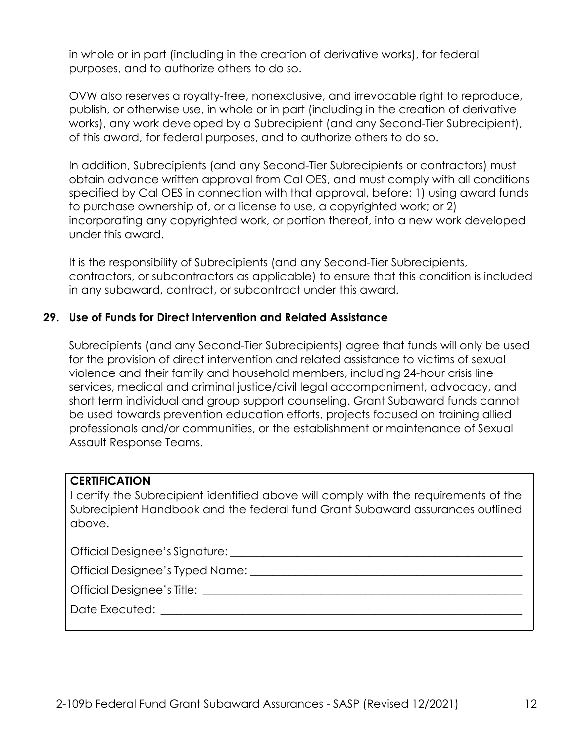in whole or in part (including in the creation of derivative works), for federal purposes, and to authorize others to do so.

OVW also reserves a royalty-free, nonexclusive, and irrevocable right to reproduce, publish, or otherwise use, in whole or in part (including in the creation of derivative works), any work developed by a Subrecipient (and any Second-Tier Subrecipient), of this award, for federal purposes, and to authorize others to do so.

In addition, Subrecipients (and any Second-Tier Subrecipients or contractors) must obtain advance written approval from Cal OES, and must comply with all conditions specified by Cal OES in connection with that approval, before: 1) using award funds to purchase ownership of, or a license to use, a copyrighted work; or 2) incorporating any copyrighted work, or portion thereof, into a new work developed under this award.

It is the responsibility of Subrecipients (and any Second-Tier Subrecipients, contractors, or subcontractors as applicable) to ensure that this condition is included in any subaward, contract, or subcontract under this award.

**29. Use of Funds for Direct Intervention and Related Assistance**

Subrecipients (and any Second-Tier Subrecipients) agree that funds will only be used for the provision of direct intervention and related assistance to victims of sexual violence and their family and household members, including 24-hour crisis line services, medical and criminal justice/civil legal accompaniment, advocacy, and short term individual and group support counseling. Grant Subaward funds cannot be used towards prevention education efforts, projects focused on training allied professionals and/or communities, or the establishment or maintenance of Sexual Assault Response Teams.

| **CERTIFICATION** |
|---|
| I certify the Subrecipient identified above will comply with the requirements of the Subrecipient Handbook and the federal fund Grant Subaward assurances outlined above. |
| Official Designee's Signature: ______________________________ |
| Official Designee's Typed Name: ______________________________ |
| Official Designee's Title: ______________________________ |
| Date Executed: ______________________________ |

2-109b Federal Fund Grant Subaward Assurances - SASP (Revised 12/2021)